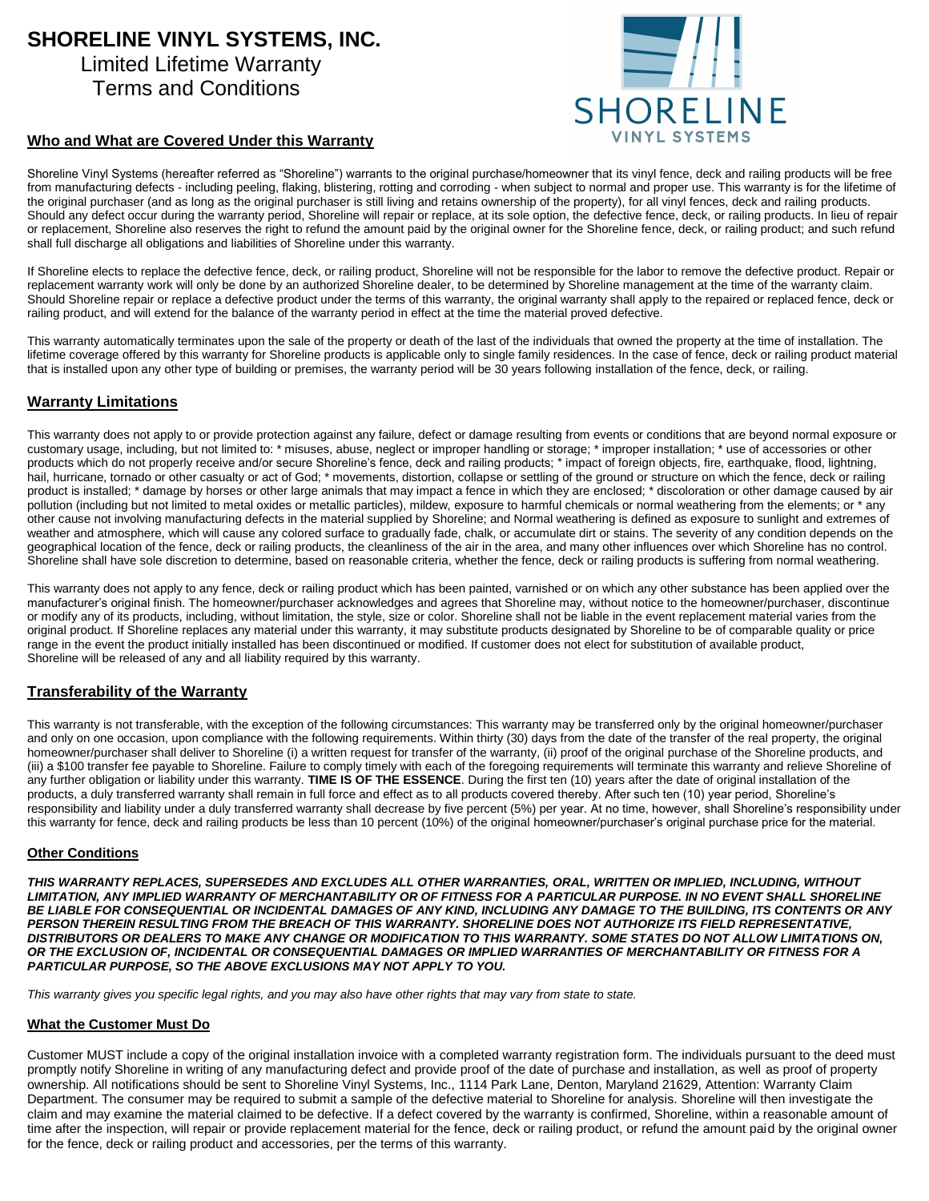# SHORELINE VINYL SYSTEMS, INC.

Limited Lifetime Warranty
Terms and Conditions

## Who and What are Covered Under this Warranty

Shoreline Vinyl Systems (hereafter referred as "Shoreline") warrants to the original purchase/homeowner that its vinyl fence, deck and railing products will be free from manufacturing defects - including peeling, flaking, blistering, rotting and corroding - when subject to normal and proper use. This warranty is for the lifetime of the original purchaser (and as long as the original purchaser is still living and retains ownership of the property), for all vinyl fences, deck and railing products. Should any defect occur during the warranty period, Shoreline will repair or replace, at its sole option, the defective fence, deck, or railing products. In lieu of repair or replacement, Shoreline also reserves the right to refund the amount paid by the original owner for the Shoreline fence, deck, or railing product; and such refund shall full discharge all obligations and liabilities of Shoreline under this warranty.

If Shoreline elects to replace the defective fence, deck, or railing product, Shoreline will not be responsible for the labor to remove the defective product. Repair or replacement warranty work will only be done by an authorized Shoreline dealer, to be determined by Shoreline management at the time of the warranty claim. Should Shoreline repair or replace a defective product under the terms of this warranty, the original warranty shall apply to the repaired or replaced fence, deck or railing product, and will extend for the balance of the warranty period in effect at the time the material proved defective.

This warranty automatically terminates upon the sale of the property or death of the last of the individuals that owned the property at the time of installation. The lifetime coverage offered by this warranty for Shoreline products is applicable only to single family residences. In the case of fence, deck or railing product material that is installed upon any other type of building or premises, the warranty period will be 30 years following installation of the fence, deck, or railing.

## Warranty Limitations

This warranty does not apply to or provide protection against any failure, defect or damage resulting from events or conditions that are beyond normal exposure or customary usage, including, but not limited to: * misuses, abuse, neglect or improper handling or storage; * improper installation; * use of accessories or other products which do not properly receive and/or secure Shoreline's fence, deck and railing products; * impact of foreign objects, fire, earthquake, flood, lightning, hail, hurricane, tornado or other casualty or act of God; * movements, distortion, collapse or settling of the ground or structure on which the fence, deck or railing product is installed; * damage by horses or other large animals that may impact a fence in which they are enclosed; * discoloration or other damage caused by air pollution (including but not limited to metal oxides or metallic particles), mildew, exposure to harmful chemicals or normal weathering from the elements; or * any other cause not involving manufacturing defects in the material supplied by Shoreline; and Normal weathering is defined as exposure to sunlight and extremes of weather and atmosphere, which will cause any colored surface to gradually fade, chalk, or accumulate dirt or stains. The severity of any condition depends on the geographical location of the fence, deck or railing products, the cleanliness of the air in the area, and many other influences over which Shoreline has no control. Shoreline shall have sole discretion to determine, based on reasonable criteria, whether the fence, deck or railing products is suffering from normal weathering.

This warranty does not apply to any fence, deck or railing product which has been painted, varnished or on which any other substance has been applied over the manufacturer's original finish. The homeowner/purchaser acknowledges and agrees that Shoreline may, without notice to the homeowner/purchaser, discontinue or modify any of its products, including, without limitation, the style, size or color. Shoreline shall not be liable in the event replacement material varies from the original product. If Shoreline replaces any material under this warranty, it may substitute products designated by Shoreline to be of comparable quality or price range in the event the product initially installed has been discontinued or modified. If customer does not elect for substitution of available product, Shoreline will be released of any and all liability required by this warranty.

## Transferability of the Warranty

This warranty is not transferable, with the exception of the following circumstances: This warranty may be transferred only by the original homeowner/purchaser and only on one occasion, upon compliance with the following requirements. Within thirty (30) days from the date of the transfer of the real property, the original homeowner/purchaser shall deliver to Shoreline (i) a written request for transfer of the warranty, (ii) proof of the original purchase of the Shoreline products, and (iii) a $100 transfer fee payable to Shoreline. Failure to comply timely with each of the foregoing requirements will terminate this warranty and relieve Shoreline of any further obligation or liability under this warranty. **TIME IS OF THE ESSENCE**. During the first ten (10) years after the date of original installation of the products, a duly transferred warranty shall remain in full force and effect as to all products covered thereby. After such ten (10) year period, Shoreline's responsibility and liability under a duly transferred warranty shall decrease by five percent (5%) per year. At no time, however, shall Shoreline's responsibility under this warranty for fence, deck and railing products be less than 10 percent (10%) of the original homeowner/purchaser's original purchase price for the material.

### Other Conditions

***THIS WARRANTY REPLACES, SUPERSEDES AND EXCLUDES ALL OTHER WARRANTIES, ORAL, WRITTEN OR IMPLIED, INCLUDING, WITHOUT LIMITATION, ANY IMPLIED WARRANTY OF MERCHANTABILITY OR OF FITNESS FOR A PARTICULAR PURPOSE. IN NO EVENT SHALL SHORELINE BE LIABLE FOR CONSEQUENTIAL OR INCIDENTAL DAMAGES OF ANY KIND, INCLUDING ANY DAMAGE TO THE BUILDING, ITS CONTENTS OR ANY PERSON THEREIN RESULTING FROM THE BREACH OF THIS WARRANTY. SHORELINE DOES NOT AUTHORIZE ITS FIELD REPRESENTATIVE, DISTRIBUTORS OR DEALERS TO MAKE ANY CHANGE OR MODIFICATION TO THIS WARRANTY. SOME STATES DO NOT ALLOW LIMITATIONS ON, OR THE EXCLUSION OF, INCIDENTAL OR CONSEQUENTIAL DAMAGES OR IMPLIED WARRANTIES OF MERCHANTABILITY OR FITNESS FOR A PARTICULAR PURPOSE, SO THE ABOVE EXCLUSIONS MAY NOT APPLY TO YOU.***

*This warranty gives you specific legal rights, and you may also have other rights that may vary from state to state.*

### What the Customer Must Do

Customer MUST include a copy of the original installation invoice with a completed warranty registration form. The individuals pursuant to the deed must promptly notify Shoreline in writing of any manufacturing defect and provide proof of the date of purchase and installation, as well as proof of property ownership. All notifications should be sent to Shoreline Vinyl Systems, Inc., 1114 Park Lane, Denton, Maryland 21629, Attention: Warranty Claim Department. The consumer may be required to submit a sample of the defective material to Shoreline for analysis. Shoreline will then investigate the claim and may examine the material claimed to be defective. If a defect covered by the warranty is confirmed, Shoreline, within a reasonable amount of time after the inspection, will repair or provide replacement material for the fence, deck or railing product, or refund the amount paid by the original owner for the fence, deck or railing product and accessories, per the terms of this warranty.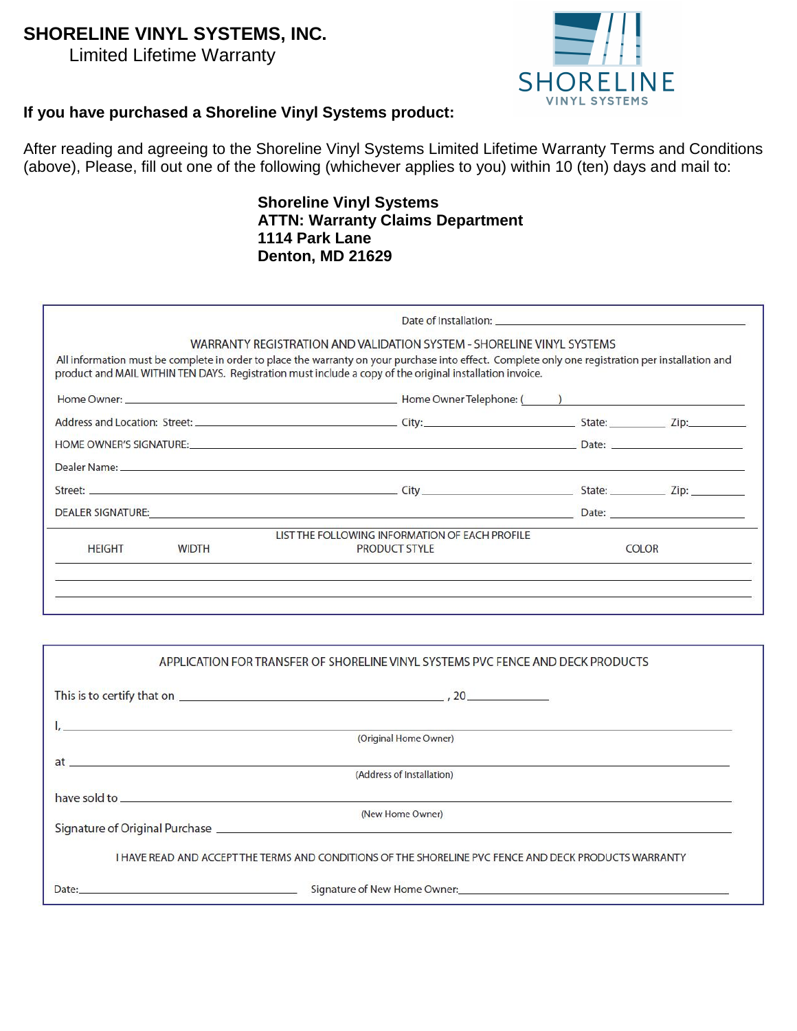# SHORELINE VINYL SYSTEMS, INC.

Limited Lifetime Warranty

SHORELINE
VINYL SYSTEMS

**If you have purchased a Shoreline Vinyl Systems product:**

After reading and agreeing to the Shoreline Vinyl Systems Limited Lifetime Warranty Terms and Conditions (above), Please, fill out one of the following (whichever applies to you) within 10 (ten) days and mail to:

**Shoreline Vinyl Systems**
**ATTN: Warranty Claims Department**
**1114 Park Lane**
**Denton, MD 21629**

---

Date of Installation: ____________________

WARRANTY REGISTRATION AND VALIDATION SYSTEM - SHORELINE VINYL SYSTEMS

All information must be complete in order to place the warranty on your purchase into effect. Complete only one registration per installation and product and MAIL WITHIN TEN DAYS. Registration must include a copy of the original installation invoice.

Home Owner: ____________________ Home Owner Telephone: (______) ____________________

Address and Location: Street: ____________________ City: ____________________ State: __________ Zip: __________

HOME OWNER'S SIGNATURE: ____________________ Date: ____________________

Dealer Name: ____________________

Street: ____________________ City ____________________ State: __________ Zip: __________

DEALER SIGNATURE: ____________________ Date: ____________________

LIST THE FOLLOWING INFORMATION OF EACH PROFILE

| HEIGHT | WIDTH | PRODUCT STYLE | COLOR |
|---|---|---|---|
| | | | |
| | | | |
| | | | |

---

APPLICATION FOR TRANSFER OF SHORELINE VINYL SYSTEMS PVC FENCE AND DECK PRODUCTS

This is to certify that on ____________________, 20__________

I, ____________________
(Original Home Owner)

at ____________________
(Address of Installation)

have sold to ____________________
(New Home Owner)

Signature of Original Purchase ____________________

I HAVE READ AND ACCEPT THE TERMS AND CONDITIONS OF THE SHORELINE PVC FENCE AND DECK PRODUCTS WARRANTY

Date: ____________________ Signature of New Home Owner: ____________________